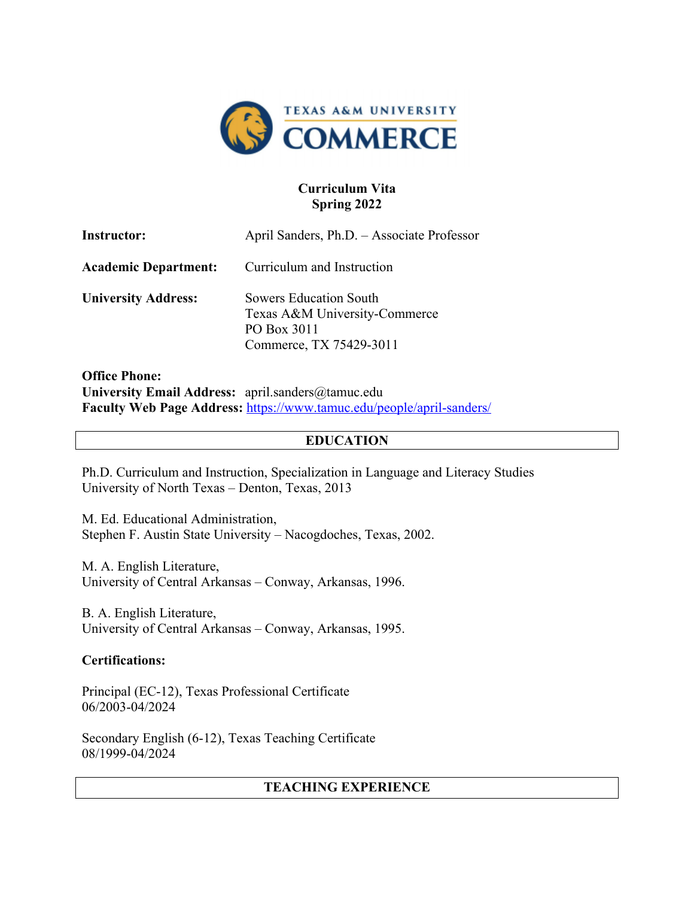**Curriculum Vita**
**Spring 2022**

**Instructor:** April Sanders, Ph.D. – Associate Professor

**Academic Department:** Curriculum and Instruction

**University Address:** Sowers Education South
Texas A&M University-Commerce
PO Box 3011
Commerce, TX 75429-3011

**Office Phone:**
**University Email Address:** april.sanders@tamuc.edu
**Faculty Web Page Address:** https://www.tamuc.edu/people/april-sanders/

## EDUCATION

Ph.D. Curriculum and Instruction, Specialization in Language and Literacy Studies
University of North Texas – Denton, Texas, 2013

M. Ed. Educational Administration,
Stephen F. Austin State University – Nacogdoches, Texas, 2002.

M. A. English Literature,
University of Central Arkansas – Conway, Arkansas, 1996.

B. A. English Literature,
University of Central Arkansas – Conway, Arkansas, 1995.

**Certifications:**

Principal (EC-12), Texas Professional Certificate
06/2003-04/2024

Secondary English (6-12), Texas Teaching Certificate
08/1999-04/2024

## TEACHING EXPERIENCE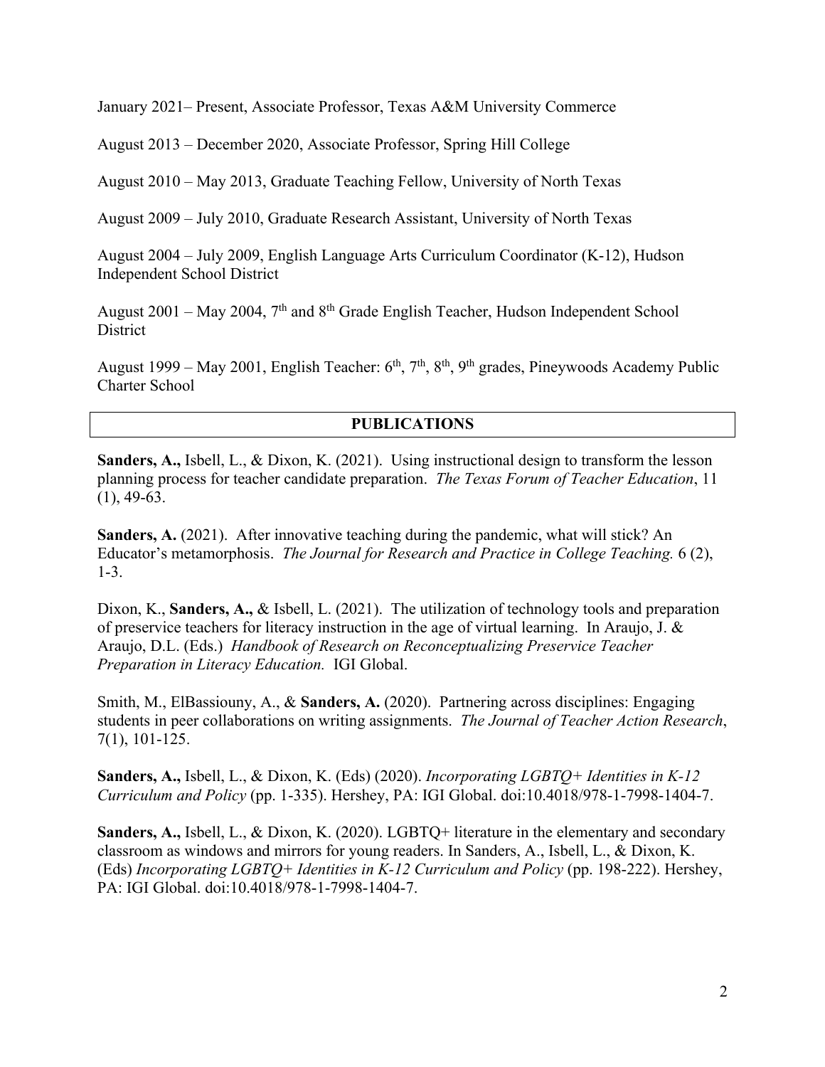January 2021– Present, Associate Professor, Texas A&M University Commerce

August 2013 – December 2020, Associate Professor, Spring Hill College

August 2010 – May 2013, Graduate Teaching Fellow, University of North Texas

August 2009 – July 2010, Graduate Research Assistant, University of North Texas

August 2004 – July 2009, English Language Arts Curriculum Coordinator (K-12), Hudson Independent School District

August 2001 – May 2004, 7th and 8th Grade English Teacher, Hudson Independent School District

August 1999 – May 2001, English Teacher: 6th, 7th, 8th, 9th grades, Pineywoods Academy Public Charter School

## PUBLICATIONS

**Sanders, A.,** Isbell, L., & Dixon, K. (2021). Using instructional design to transform the lesson planning process for teacher candidate preparation. *The Texas Forum of Teacher Education*, 11 (1), 49-63.

**Sanders, A.** (2021). After innovative teaching during the pandemic, what will stick? An Educator's metamorphosis. *The Journal for Research and Practice in College Teaching.* 6 (2), 1-3.

Dixon, K., **Sanders, A.,** & Isbell, L. (2021). The utilization of technology tools and preparation of preservice teachers for literacy instruction in the age of virtual learning. In Araujo, J. & Araujo, D.L. (Eds.) *Handbook of Research on Reconceptualizing Preservice Teacher Preparation in Literacy Education.* IGI Global.

Smith, M., ElBassiouny, A., & **Sanders, A.** (2020). Partnering across disciplines: Engaging students in peer collaborations on writing assignments. *The Journal of Teacher Action Research*, 7(1), 101-125.

**Sanders, A.,** Isbell, L., & Dixon, K. (Eds) (2020). *Incorporating LGBTQ+ Identities in K-12 Curriculum and Policy* (pp. 1-335). Hershey, PA: IGI Global. doi:10.4018/978-1-7998-1404-7.

**Sanders, A.,** Isbell, L., & Dixon, K. (2020). LGBTQ+ literature in the elementary and secondary classroom as windows and mirrors for young readers. In Sanders, A., Isbell, L., & Dixon, K. (Eds) *Incorporating LGBTQ+ Identities in K-12 Curriculum and Policy* (pp. 198-222). Hershey, PA: IGI Global. doi:10.4018/978-1-7998-1404-7.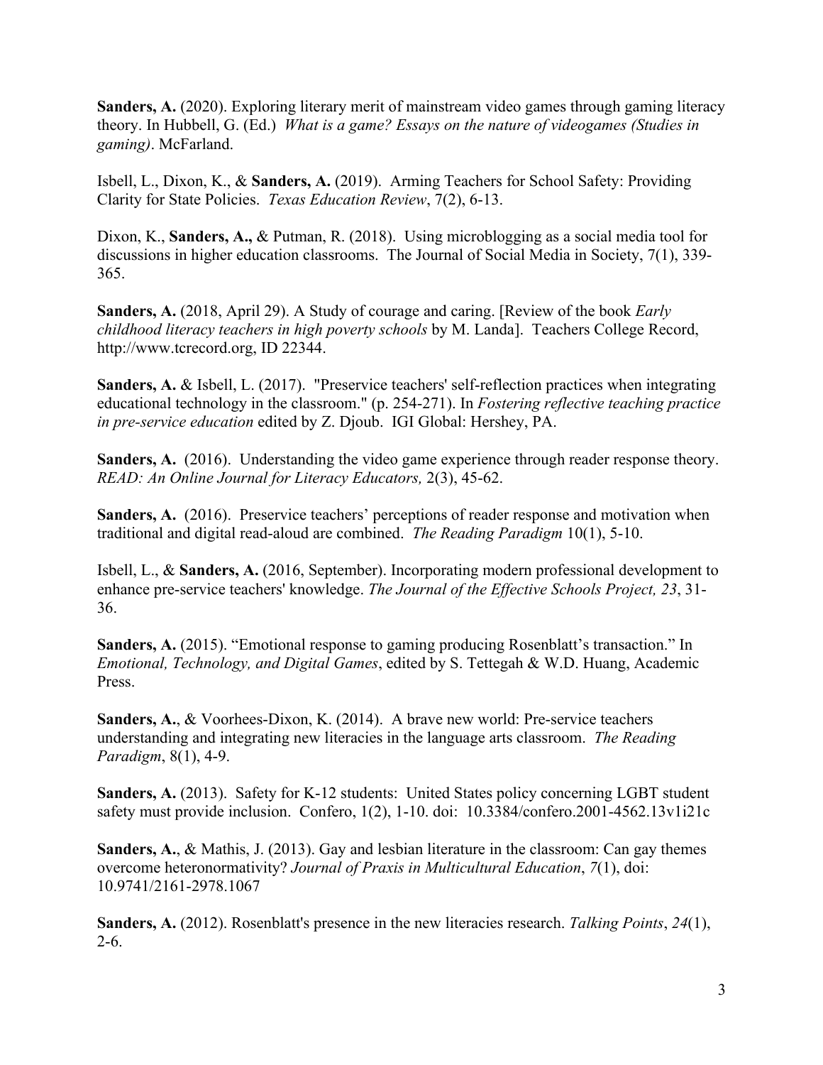**Sanders, A.** (2020). Exploring literary merit of mainstream video games through gaming literacy theory. In Hubbell, G. (Ed.) *What is a game? Essays on the nature of videogames (Studies in gaming)*. McFarland.

Isbell, L., Dixon, K., & **Sanders, A.** (2019). Arming Teachers for School Safety: Providing Clarity for State Policies. *Texas Education Review*, 7(2), 6-13.

Dixon, K., **Sanders, A.,** & Putman, R. (2018). Using microblogging as a social media tool for discussions in higher education classrooms. The Journal of Social Media in Society, 7(1), 339-365.

**Sanders, A.** (2018, April 29). A Study of courage and caring. [Review of the book *Early childhood literacy teachers in high poverty schools* by M. Landa]. Teachers College Record, http://www.tcrecord.org, ID 22344.

**Sanders, A.** & Isbell, L. (2017). "Preservice teachers' self-reflection practices when integrating educational technology in the classroom." (p. 254-271). In *Fostering reflective teaching practice in pre-service education* edited by Z. Djoub. IGI Global: Hershey, PA.

**Sanders, A.** (2016). Understanding the video game experience through reader response theory. *READ: An Online Journal for Literacy Educators,* 2(3), 45-62.

**Sanders, A.** (2016). Preservice teachers' perceptions of reader response and motivation when traditional and digital read-aloud are combined. *The Reading Paradigm* 10(1), 5-10.

Isbell, L., & **Sanders, A.** (2016, September). Incorporating modern professional development to enhance pre-service teachers' knowledge. *The Journal of the Effective Schools Project, 23*, 31-36.

**Sanders, A.** (2015). "Emotional response to gaming producing Rosenblatt's transaction." In *Emotional, Technology, and Digital Games*, edited by S. Tettegah & W.D. Huang, Academic Press.

**Sanders, A.**, & Voorhees-Dixon, K. (2014). A brave new world: Pre-service teachers understanding and integrating new literacies in the language arts classroom. *The Reading Paradigm*, 8(1), 4-9.

**Sanders, A.** (2013). Safety for K-12 students: United States policy concerning LGBT student safety must provide inclusion. Confero, 1(2), 1-10. doi: 10.3384/confero.2001-4562.13v1i21c

**Sanders, A.**, & Mathis, J. (2013). Gay and lesbian literature in the classroom: Can gay themes overcome heteronormativity? *Journal of Praxis in Multicultural Education*, *7*(1), doi: 10.9741/2161-2978.1067

**Sanders, A.** (2012). Rosenblatt's presence in the new literacies research. *Talking Points*, *24*(1), 2-6.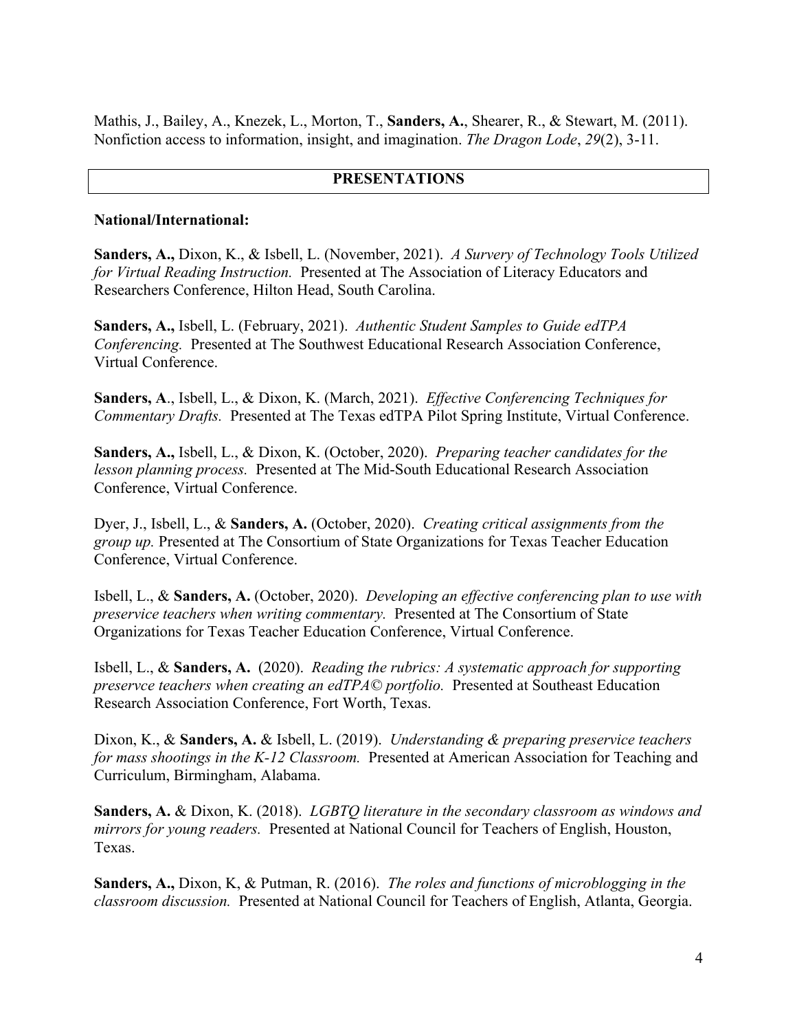Mathis, J., Bailey, A., Knezek, L., Morton, T., **Sanders, A.**, Shearer, R., & Stewart, M. (2011). Nonfiction access to information, insight, and imagination. *The Dragon Lode*, *29*(2), 3-11.

## PRESENTATIONS

**National/International:**

**Sanders, A.,** Dixon, K., & Isbell, L. (November, 2021). *A Survery of Technology Tools Utilized for Virtual Reading Instruction.* Presented at The Association of Literacy Educators and Researchers Conference, Hilton Head, South Carolina.

**Sanders, A.,** Isbell, L. (February, 2021). *Authentic Student Samples to Guide edTPA Conferencing.* Presented at The Southwest Educational Research Association Conference, Virtual Conference.

**Sanders, A**., Isbell, L., & Dixon, K. (March, 2021). *Effective Conferencing Techniques for Commentary Drafts.* Presented at The Texas edTPA Pilot Spring Institute, Virtual Conference.

**Sanders, A.,** Isbell, L., & Dixon, K. (October, 2020). *Preparing teacher candidates for the lesson planning process.* Presented at The Mid-South Educational Research Association Conference, Virtual Conference.

Dyer, J., Isbell, L., & **Sanders, A.** (October, 2020). *Creating critical assignments from the group up.* Presented at The Consortium of State Organizations for Texas Teacher Education Conference, Virtual Conference.

Isbell, L., & **Sanders, A.** (October, 2020). *Developing an effective conferencing plan to use with preservice teachers when writing commentary.* Presented at The Consortium of State Organizations for Texas Teacher Education Conference, Virtual Conference.

Isbell, L., & **Sanders, A.** (2020). *Reading the rubrics: A systematic approach for supporting preservce teachers when creating an edTPA© portfolio.* Presented at Southeast Education Research Association Conference, Fort Worth, Texas.

Dixon, K., & **Sanders, A.** & Isbell, L. (2019). *Understanding & preparing preservice teachers for mass shootings in the K-12 Classroom.* Presented at American Association for Teaching and Curriculum, Birmingham, Alabama.

**Sanders, A.** & Dixon, K. (2018). *LGBTQ literature in the secondary classroom as windows and mirrors for young readers.* Presented at National Council for Teachers of English, Houston, Texas.

**Sanders, A.,** Dixon, K, & Putman, R. (2016). *The roles and functions of microblogging in the classroom discussion.* Presented at National Council for Teachers of English, Atlanta, Georgia.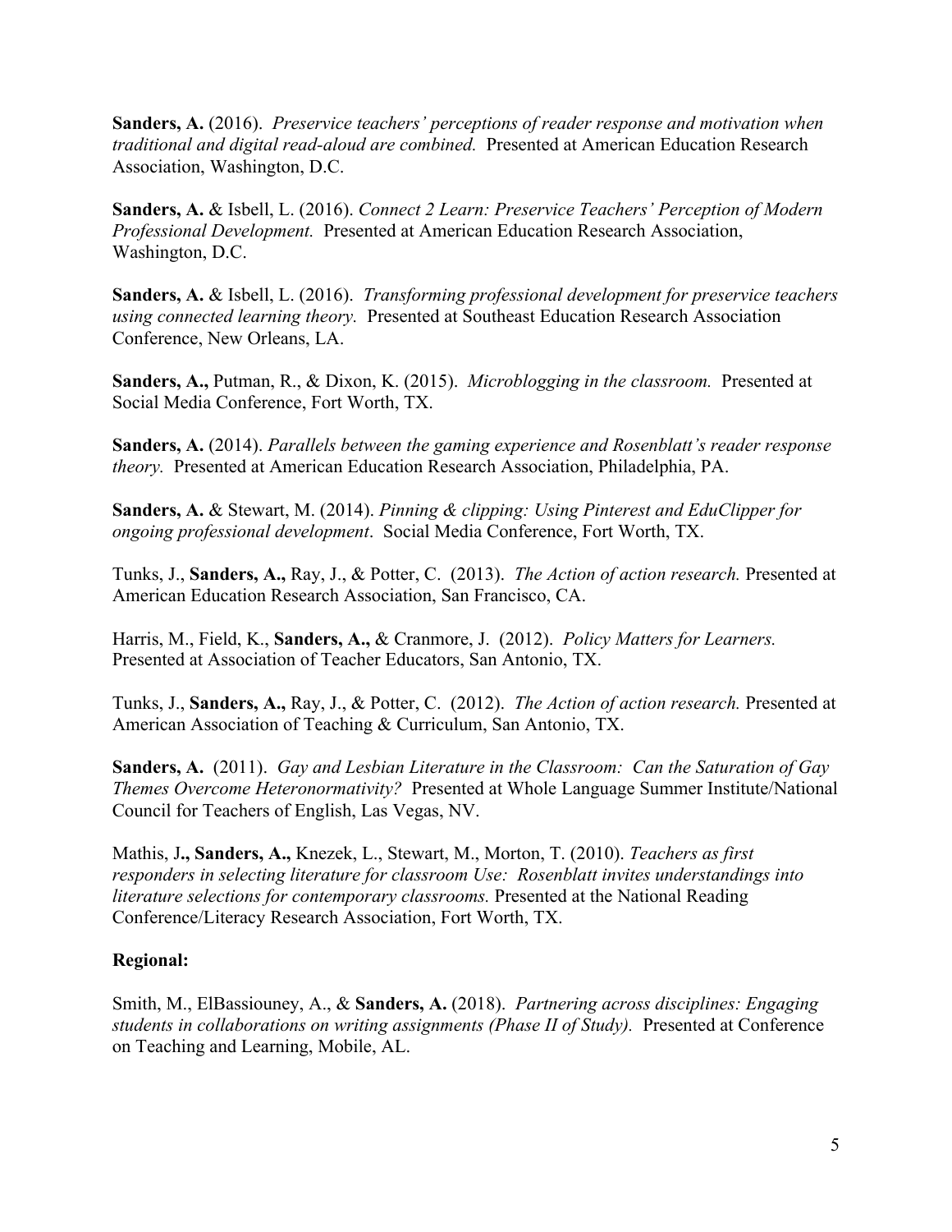**Sanders, A.** (2016). *Preservice teachers' perceptions of reader response and motivation when traditional and digital read-aloud are combined.* Presented at American Education Research Association, Washington, D.C.

**Sanders, A.** & Isbell, L. (2016). *Connect 2 Learn: Preservice Teachers' Perception of Modern Professional Development.* Presented at American Education Research Association, Washington, D.C.

**Sanders, A.** & Isbell, L. (2016). *Transforming professional development for preservice teachers using connected learning theory.* Presented at Southeast Education Research Association Conference, New Orleans, LA.

**Sanders, A.,** Putman, R., & Dixon, K. (2015). *Microblogging in the classroom.* Presented at Social Media Conference, Fort Worth, TX.

**Sanders, A.** (2014). *Parallels between the gaming experience and Rosenblatt's reader response theory.* Presented at American Education Research Association, Philadelphia, PA.

**Sanders, A.** & Stewart, M. (2014). *Pinning & clipping: Using Pinterest and EduClipper for ongoing professional development*. Social Media Conference, Fort Worth, TX.

Tunks, J., **Sanders, A.,** Ray, J., & Potter, C. (2013). *The Action of action research.* Presented at American Education Research Association, San Francisco, CA.

Harris, M., Field, K., **Sanders, A.,** & Cranmore, J. (2012). *Policy Matters for Learners.* Presented at Association of Teacher Educators, San Antonio, TX.

Tunks, J., **Sanders, A.,** Ray, J., & Potter, C. (2012). *The Action of action research.* Presented at American Association of Teaching & Curriculum, San Antonio, TX.

**Sanders, A.** (2011). *Gay and Lesbian Literature in the Classroom: Can the Saturation of Gay Themes Overcome Heteronormativity?* Presented at Whole Language Summer Institute/National Council for Teachers of English, Las Vegas, NV.

Mathis, J**., Sanders, A.,** Knezek, L., Stewart, M., Morton, T. (2010). *Teachers as first responders in selecting literature for classroom Use: Rosenblatt invites understandings into literature selections for contemporary classrooms.* Presented at the National Reading Conference/Literacy Research Association, Fort Worth, TX.

**Regional:**

Smith, M., ElBassiouney, A., & **Sanders, A.** (2018). *Partnering across disciplines: Engaging students in collaborations on writing assignments (Phase II of Study).* Presented at Conference on Teaching and Learning, Mobile, AL.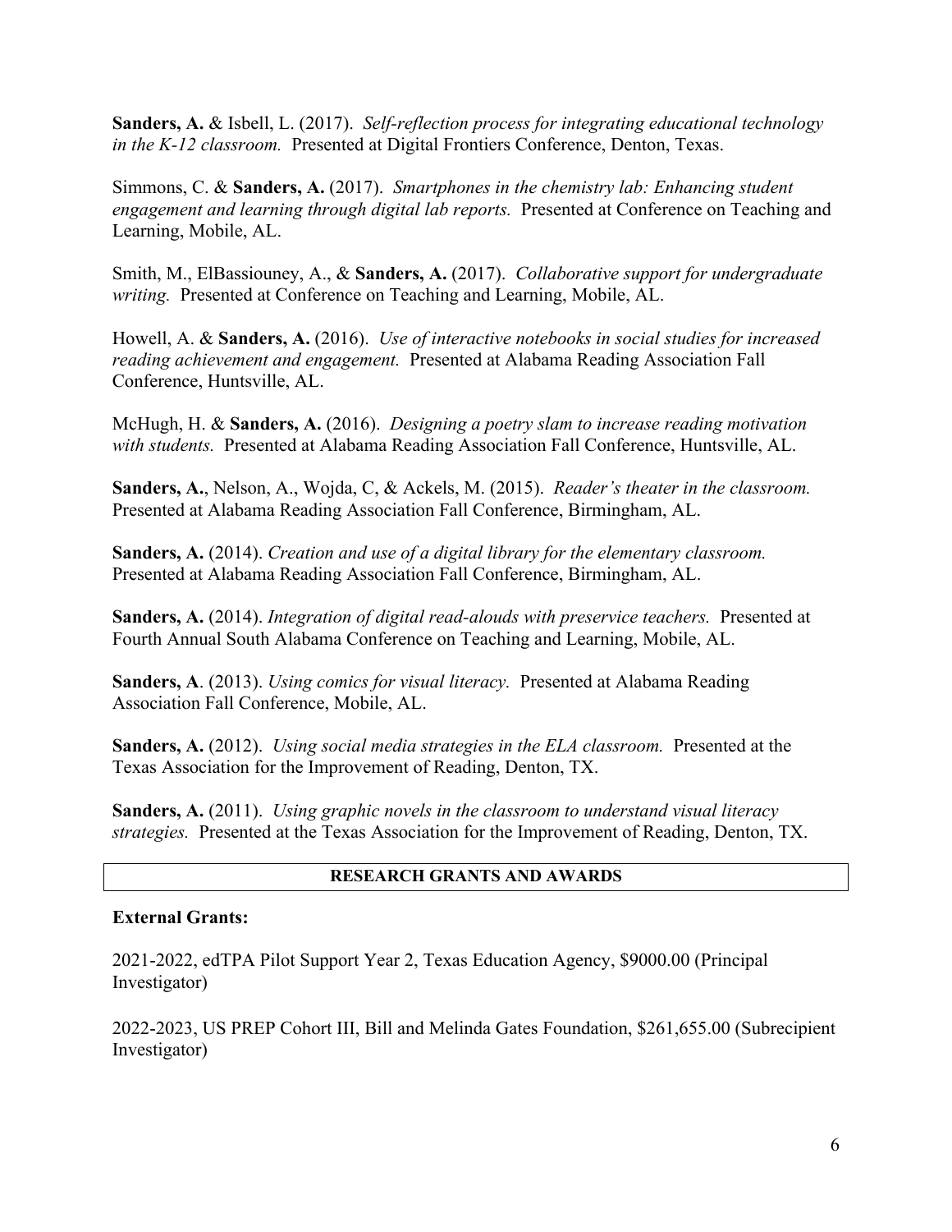**Sanders, A.** & Isbell, L. (2017). *Self-reflection process for integrating educational technology in the K-12 classroom.* Presented at Digital Frontiers Conference, Denton, Texas.

Simmons, C. & **Sanders, A.** (2017). *Smartphones in the chemistry lab: Enhancing student engagement and learning through digital lab reports.* Presented at Conference on Teaching and Learning, Mobile, AL.

Smith, M., ElBassiouney, A., & **Sanders, A.** (2017). *Collaborative support for undergraduate writing.* Presented at Conference on Teaching and Learning, Mobile, AL.

Howell, A. & **Sanders, A.** (2016). *Use of interactive notebooks in social studies for increased reading achievement and engagement.* Presented at Alabama Reading Association Fall Conference, Huntsville, AL.

McHugh, H. & **Sanders, A.** (2016). *Designing a poetry slam to increase reading motivation with students.* Presented at Alabama Reading Association Fall Conference, Huntsville, AL.

**Sanders, A.**, Nelson, A., Wojda, C, & Ackels, M. (2015). *Reader's theater in the classroom.* Presented at Alabama Reading Association Fall Conference, Birmingham, AL.

**Sanders, A.** (2014). *Creation and use of a digital library for the elementary classroom.* Presented at Alabama Reading Association Fall Conference, Birmingham, AL.

**Sanders, A.** (2014). *Integration of digital read-alouds with preservice teachers.* Presented at Fourth Annual South Alabama Conference on Teaching and Learning, Mobile, AL.

**Sanders, A**. (2013). *Using comics for visual literacy.* Presented at Alabama Reading Association Fall Conference, Mobile, AL.

**Sanders, A.** (2012). *Using social media strategies in the ELA classroom.* Presented at the Texas Association for the Improvement of Reading, Denton, TX.

**Sanders, A.** (2011). *Using graphic novels in the classroom to understand visual literacy strategies.* Presented at the Texas Association for the Improvement of Reading, Denton, TX.

## RESEARCH GRANTS AND AWARDS

**External Grants:**

2021-2022, edTPA Pilot Support Year 2, Texas Education Agency, $9000.00 (Principal Investigator)

2022-2023, US PREP Cohort III, Bill and Melinda Gates Foundation, $261,655.00 (Subrecipient Investigator)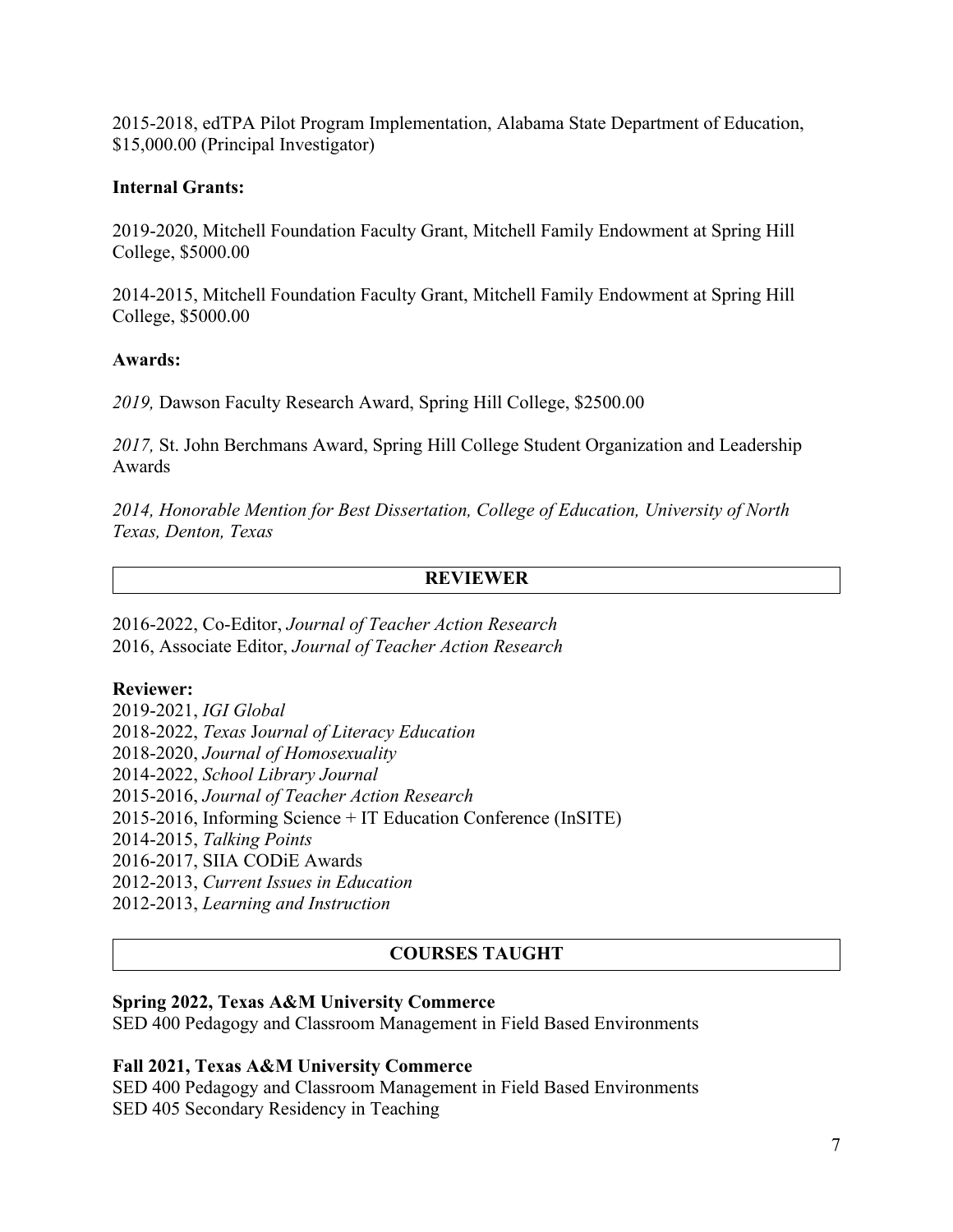2015-2018, edTPA Pilot Program Implementation, Alabama State Department of Education, $15,000.00 (Principal Investigator)

**Internal Grants:**

2019-2020, Mitchell Foundation Faculty Grant, Mitchell Family Endowment at Spring Hill College, $5000.00

2014-2015, Mitchell Foundation Faculty Grant, Mitchell Family Endowment at Spring Hill College, $5000.00

**Awards:**

*2019,* Dawson Faculty Research Award, Spring Hill College, $2500.00

*2017,* St. John Berchmans Award, Spring Hill College Student Organization and Leadership Awards

*2014, Honorable Mention for Best Dissertation, College of Education, University of North Texas, Denton, Texas*

## REVIEWER

2016-2022, Co-Editor, *Journal of Teacher Action Research*
2016, Associate Editor, *Journal of Teacher Action Research*

**Reviewer:**
2019-2021, *IGI Global*
2018-2022, *Texas* J*ournal of Literacy Education*
2018-2020, *Journal of Homosexuality*
2014-2022, *School Library Journal*
2015-2016, *Journal of Teacher Action Research*
2015-2016, Informing Science + IT Education Conference (InSITE)
2014-2015, *Talking Points*
2016-2017, SIIA CODiE Awards
2012-2013, *Current Issues in Education*
2012-2013, *Learning and Instruction*

## COURSES TAUGHT

**Spring 2022, Texas A&M University Commerce**
SED 400 Pedagogy and Classroom Management in Field Based Environments

**Fall 2021, Texas A&M University Commerce**
SED 400 Pedagogy and Classroom Management in Field Based Environments
SED 405 Secondary Residency in Teaching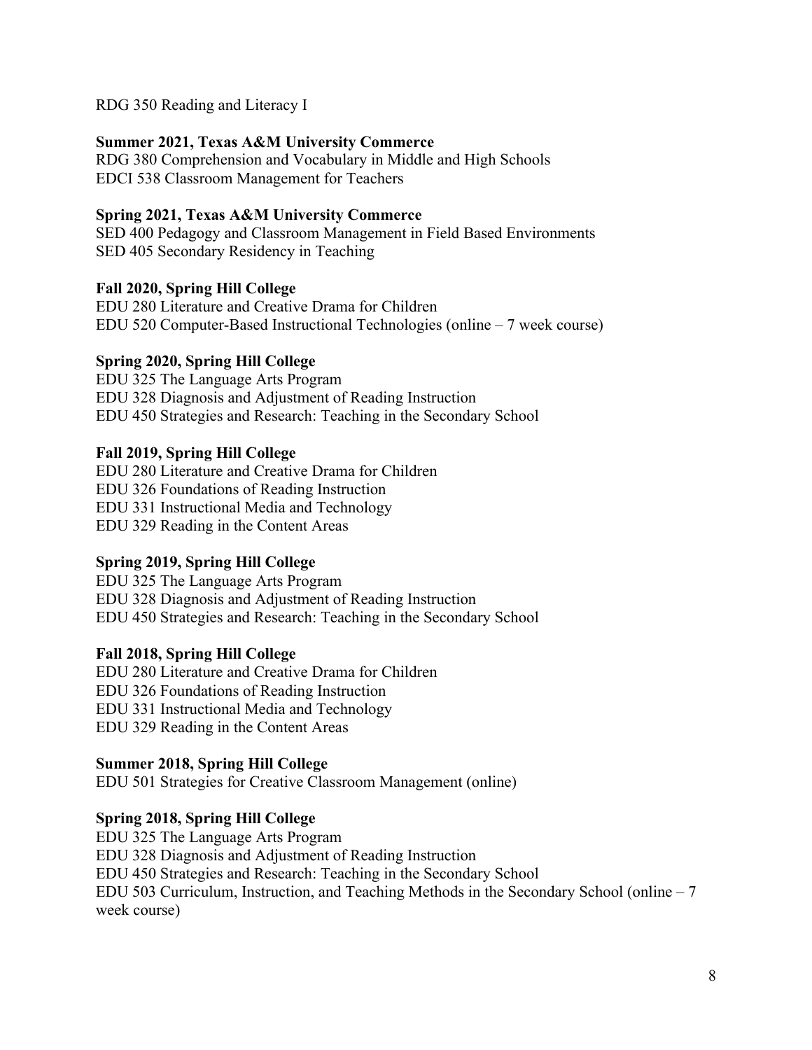RDG 350 Reading and Literacy I

**Summer 2021, Texas A&M University Commerce**
RDG 380 Comprehension and Vocabulary in Middle and High Schools
EDCI 538 Classroom Management for Teachers

**Spring 2021, Texas A&M University Commerce**
SED 400 Pedagogy and Classroom Management in Field Based Environments
SED 405 Secondary Residency in Teaching

**Fall 2020, Spring Hill College**
EDU 280 Literature and Creative Drama for Children
EDU 520 Computer-Based Instructional Technologies (online – 7 week course)

**Spring 2020, Spring Hill College**
EDU 325 The Language Arts Program
EDU 328 Diagnosis and Adjustment of Reading Instruction
EDU 450 Strategies and Research: Teaching in the Secondary School

**Fall 2019, Spring Hill College**
EDU 280 Literature and Creative Drama for Children
EDU 326 Foundations of Reading Instruction
EDU 331 Instructional Media and Technology
EDU 329 Reading in the Content Areas

**Spring 2019, Spring Hill College**
EDU 325 The Language Arts Program
EDU 328 Diagnosis and Adjustment of Reading Instruction
EDU 450 Strategies and Research: Teaching in the Secondary School

**Fall 2018, Spring Hill College**
EDU 280 Literature and Creative Drama for Children
EDU 326 Foundations of Reading Instruction
EDU 331 Instructional Media and Technology
EDU 329 Reading in the Content Areas

**Summer 2018, Spring Hill College**
EDU 501 Strategies for Creative Classroom Management (online)

**Spring 2018, Spring Hill College**
EDU 325 The Language Arts Program
EDU 328 Diagnosis and Adjustment of Reading Instruction
EDU 450 Strategies and Research: Teaching in the Secondary School
EDU 503 Curriculum, Instruction, and Teaching Methods in the Secondary School (online – 7 week course)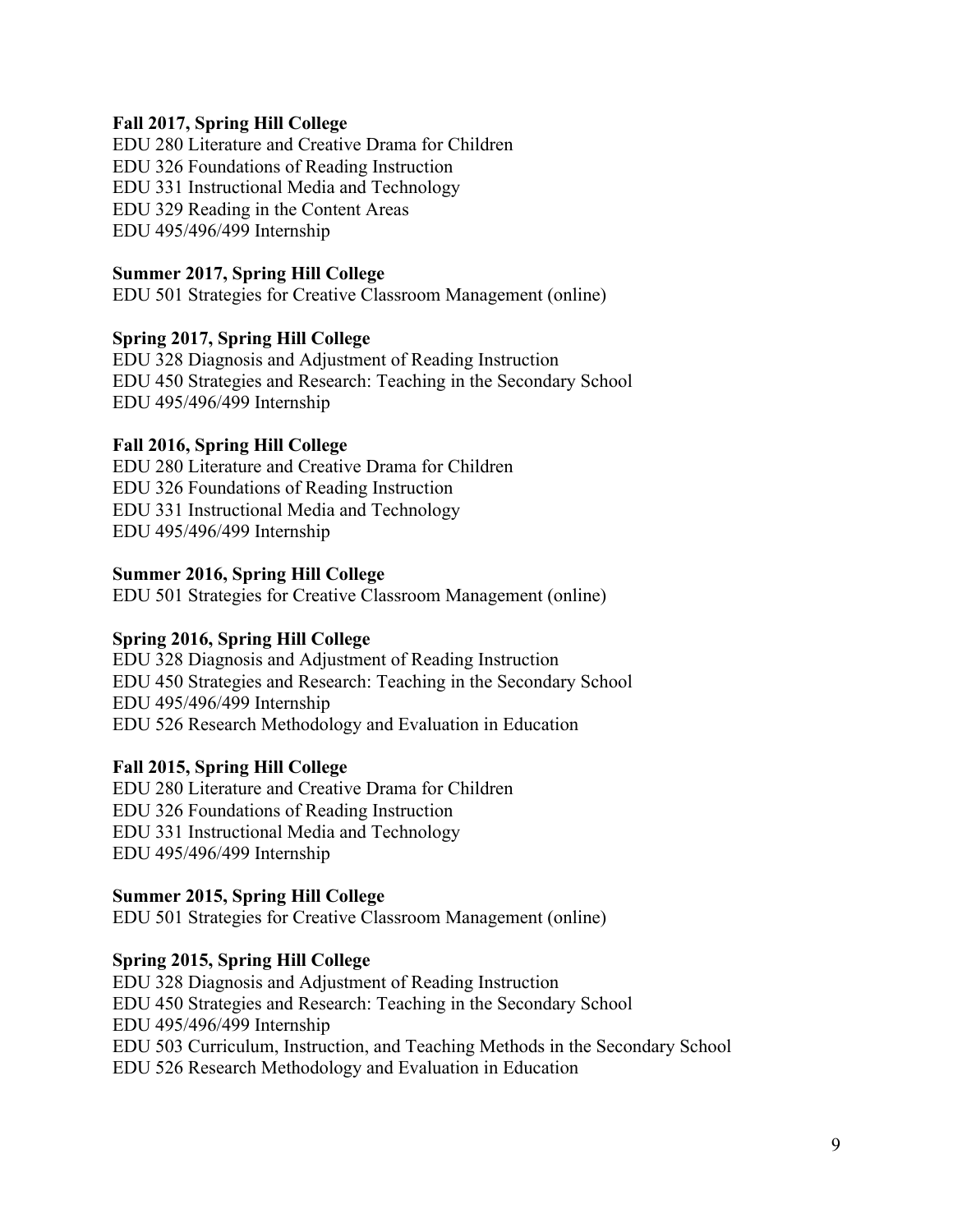**Fall 2017, Spring Hill College**
EDU 280 Literature and Creative Drama for Children
EDU 326 Foundations of Reading Instruction
EDU 331 Instructional Media and Technology
EDU 329 Reading in the Content Areas
EDU 495/496/499 Internship

**Summer 2017, Spring Hill College**
EDU 501 Strategies for Creative Classroom Management (online)

**Spring 2017, Spring Hill College**
EDU 328 Diagnosis and Adjustment of Reading Instruction
EDU 450 Strategies and Research: Teaching in the Secondary School
EDU 495/496/499 Internship

**Fall 2016, Spring Hill College**
EDU 280 Literature and Creative Drama for Children
EDU 326 Foundations of Reading Instruction
EDU 331 Instructional Media and Technology
EDU 495/496/499 Internship

**Summer 2016, Spring Hill College**
EDU 501 Strategies for Creative Classroom Management (online)

**Spring 2016, Spring Hill College**
EDU 328 Diagnosis and Adjustment of Reading Instruction
EDU 450 Strategies and Research: Teaching in the Secondary School
EDU 495/496/499 Internship
EDU 526 Research Methodology and Evaluation in Education

**Fall 2015, Spring Hill College**
EDU 280 Literature and Creative Drama for Children
EDU 326 Foundations of Reading Instruction
EDU 331 Instructional Media and Technology
EDU 495/496/499 Internship

**Summer 2015, Spring Hill College**
EDU 501 Strategies for Creative Classroom Management (online)

**Spring 2015, Spring Hill College**
EDU 328 Diagnosis and Adjustment of Reading Instruction
EDU 450 Strategies and Research: Teaching in the Secondary School
EDU 495/496/499 Internship
EDU 503 Curriculum, Instruction, and Teaching Methods in the Secondary School
EDU 526 Research Methodology and Evaluation in Education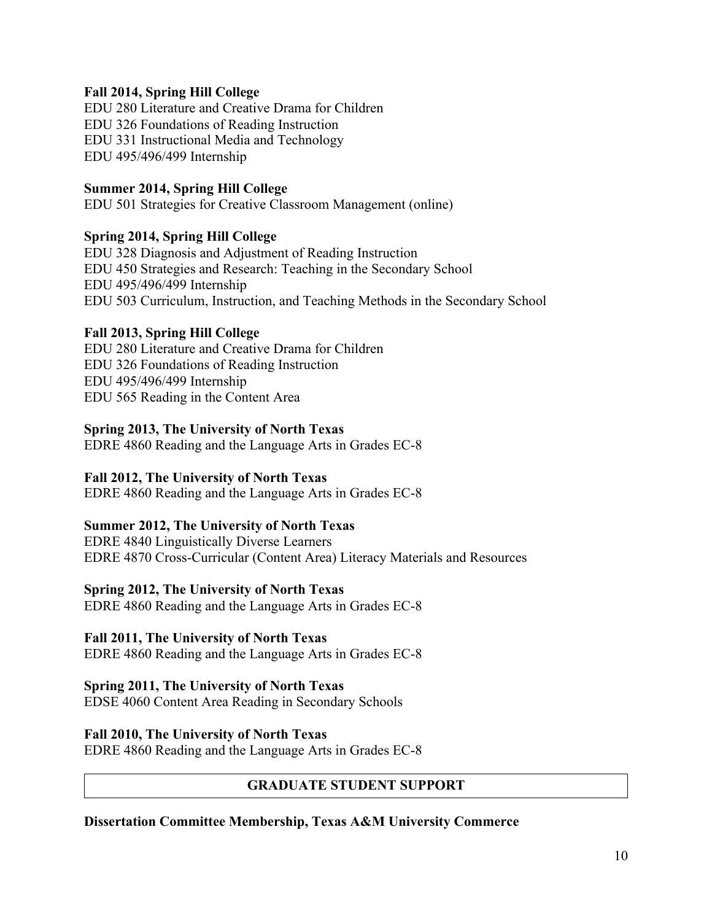**Fall 2014, Spring Hill College**
EDU 280 Literature and Creative Drama for Children
EDU 326 Foundations of Reading Instruction
EDU 331 Instructional Media and Technology
EDU 495/496/499 Internship

**Summer 2014, Spring Hill College**
EDU 501 Strategies for Creative Classroom Management (online)

**Spring 2014, Spring Hill College**
EDU 328 Diagnosis and Adjustment of Reading Instruction
EDU 450 Strategies and Research: Teaching in the Secondary School
EDU 495/496/499 Internship
EDU 503 Curriculum, Instruction, and Teaching Methods in the Secondary School

**Fall 2013, Spring Hill College**
EDU 280 Literature and Creative Drama for Children
EDU 326 Foundations of Reading Instruction
EDU 495/496/499 Internship
EDU 565 Reading in the Content Area

**Spring 2013, The University of North Texas**
EDRE 4860 Reading and the Language Arts in Grades EC-8

**Fall 2012, The University of North Texas**
EDRE 4860 Reading and the Language Arts in Grades EC-8

**Summer 2012, The University of North Texas**
EDRE 4840 Linguistically Diverse Learners
EDRE 4870 Cross-Curricular (Content Area) Literacy Materials and Resources

**Spring 2012, The University of North Texas**
EDRE 4860 Reading and the Language Arts in Grades EC-8

**Fall 2011, The University of North Texas**
EDRE 4860 Reading and the Language Arts in Grades EC-8

**Spring 2011, The University of North Texas**
EDSE 4060 Content Area Reading in Secondary Schools

**Fall 2010, The University of North Texas**
EDRE 4860 Reading and the Language Arts in Grades EC-8

## GRADUATE STUDENT SUPPORT

**Dissertation Committee Membership, Texas A&M University Commerce**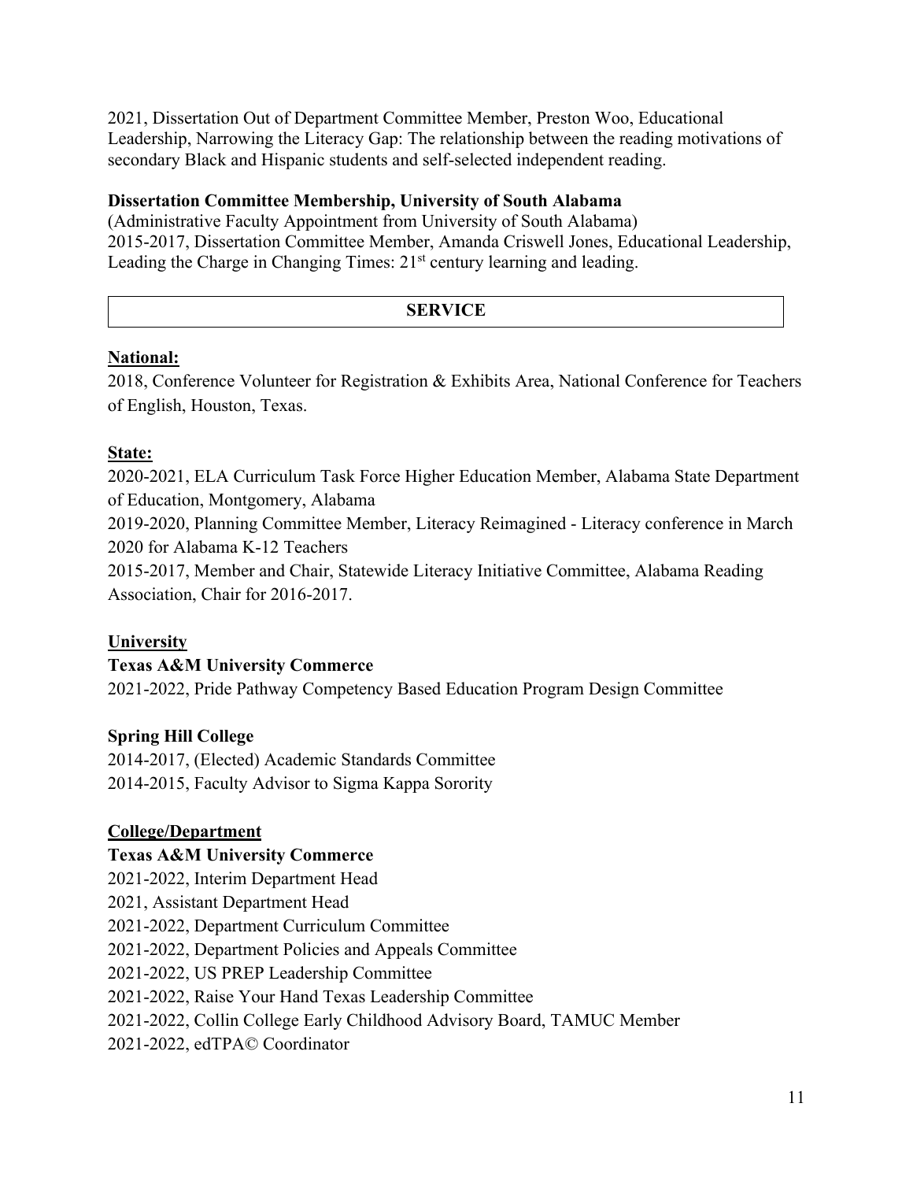2021, Dissertation Out of Department Committee Member, Preston Woo, Educational Leadership, Narrowing the Literacy Gap: The relationship between the reading motivations of secondary Black and Hispanic students and self-selected independent reading.

**Dissertation Committee Membership, University of South Alabama**

(Administrative Faculty Appointment from University of South Alabama)
2015-2017, Dissertation Committee Member, Amanda Criswell Jones, Educational Leadership, Leading the Charge in Changing Times: 21st century learning and leading.

## SERVICE

**National:**

2018, Conference Volunteer for Registration & Exhibits Area, National Conference for Teachers of English, Houston, Texas.

**State:**

2020-2021, ELA Curriculum Task Force Higher Education Member, Alabama State Department of Education, Montgomery, Alabama
2019-2020, Planning Committee Member, Literacy Reimagined - Literacy conference in March 2020 for Alabama K-12 Teachers
2015-2017, Member and Chair, Statewide Literacy Initiative Committee, Alabama Reading Association, Chair for 2016-2017.

**University**

**Texas A&M University Commerce**

2021-2022, Pride Pathway Competency Based Education Program Design Committee

**Spring Hill College**

2014-2017, (Elected) Academic Standards Committee
2014-2015, Faculty Advisor to Sigma Kappa Sorority

**College/Department**

**Texas A&M University Commerce**

2021-2022, Interim Department Head
2021, Assistant Department Head
2021-2022, Department Curriculum Committee
2021-2022, Department Policies and Appeals Committee
2021-2022, US PREP Leadership Committee
2021-2022, Raise Your Hand Texas Leadership Committee
2021-2022, Collin College Early Childhood Advisory Board, TAMUC Member
2021-2022, edTPA© Coordinator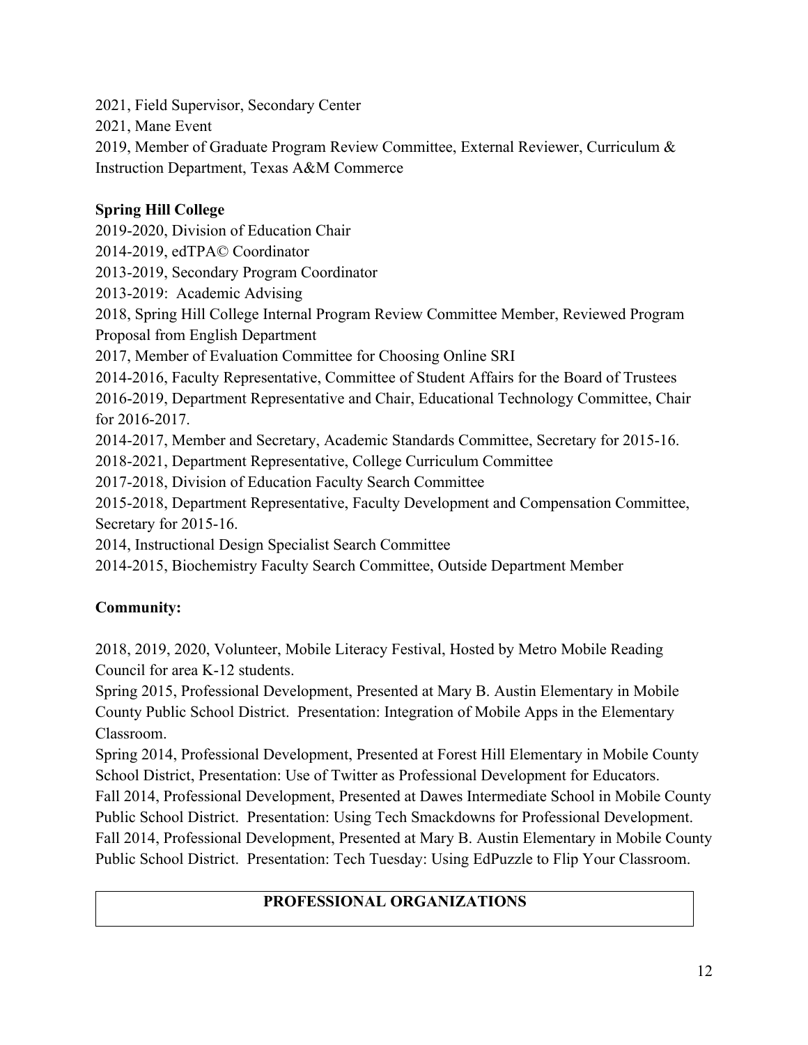2021, Field Supervisor, Secondary Center

2021, Mane Event

2019, Member of Graduate Program Review Committee, External Reviewer, Curriculum & Instruction Department, Texas A&M Commerce

**Spring Hill College**

2019-2020, Division of Education Chair

2014-2019, edTPA© Coordinator

2013-2019, Secondary Program Coordinator

2013-2019: Academic Advising

2018, Spring Hill College Internal Program Review Committee Member, Reviewed Program Proposal from English Department

2017, Member of Evaluation Committee for Choosing Online SRI

2014-2016, Faculty Representative, Committee of Student Affairs for the Board of Trustees

2016-2019, Department Representative and Chair, Educational Technology Committee, Chair for 2016-2017.

2014-2017, Member and Secretary, Academic Standards Committee, Secretary for 2015-16.

2018-2021, Department Representative, College Curriculum Committee

2017-2018, Division of Education Faculty Search Committee

2015-2018, Department Representative, Faculty Development and Compensation Committee, Secretary for 2015-16.

2014, Instructional Design Specialist Search Committee

2014-2015, Biochemistry Faculty Search Committee, Outside Department Member

**Community:**

2018, 2019, 2020, Volunteer, Mobile Literacy Festival, Hosted by Metro Mobile Reading Council for area K-12 students.

Spring 2015, Professional Development, Presented at Mary B. Austin Elementary in Mobile County Public School District. Presentation: Integration of Mobile Apps in the Elementary Classroom.

Spring 2014, Professional Development, Presented at Forest Hill Elementary in Mobile County School District, Presentation: Use of Twitter as Professional Development for Educators.

Fall 2014, Professional Development, Presented at Dawes Intermediate School in Mobile County Public School District. Presentation: Using Tech Smackdowns for Professional Development.

Fall 2014, Professional Development, Presented at Mary B. Austin Elementary in Mobile County Public School District. Presentation: Tech Tuesday: Using EdPuzzle to Flip Your Classroom.

## PROFESSIONAL ORGANIZATIONS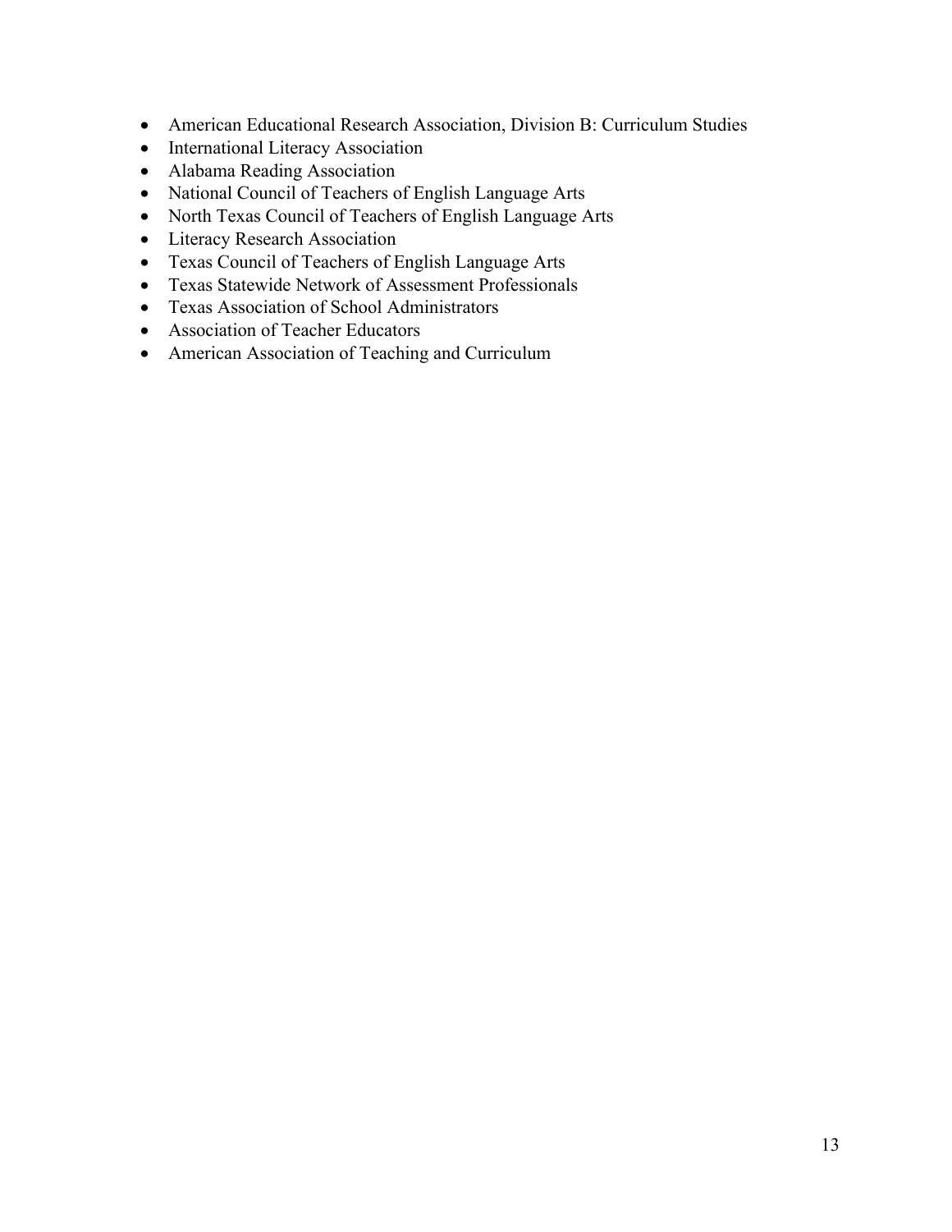- American Educational Research Association, Division B: Curriculum Studies
- International Literacy Association
- Alabama Reading Association
- National Council of Teachers of English Language Arts
- North Texas Council of Teachers of English Language Arts
- Literacy Research Association
- Texas Council of Teachers of English Language Arts
- Texas Statewide Network of Assessment Professionals
- Texas Association of School Administrators
- Association of Teacher Educators
- American Association of Teaching and Curriculum